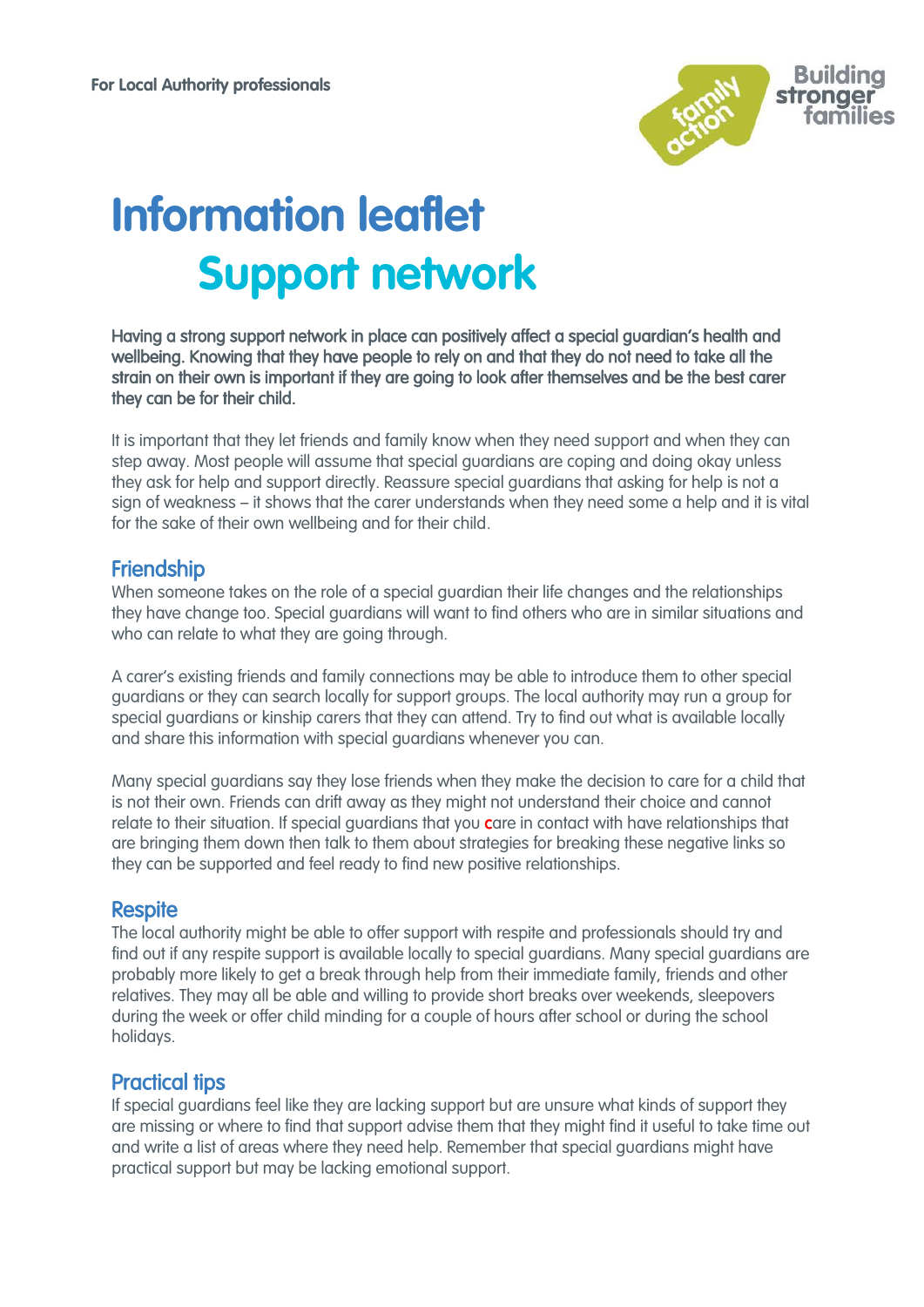For Local Authority professionals

Building stronger families

# Information leaflet

## Support network

**Having a strong support network in place can positively affect a special guardian's health and wellbeing. Knowing that they have people to rely on and that they do not need to take all the strain on their own is important if they are going to look after themselves and be the best carer they can be for their child.**

It is important that they let friends and family know when they need support and when they can step away. Most people will assume that special guardians are coping and doing okay unless they ask for help and support directly. Reassure special guardians that asking for help is not a sign of weakness – it shows that the carer understands when they need some a help and it is vital for the sake of their own wellbeing and for their child.

### Friendship

When someone takes on the role of a special guardian their life changes and the relationships they have change too. Special guardians will want to find others who are in similar situations and who can relate to what they are going through.

A carer's existing friends and family connections may be able to introduce them to other special guardians or they can search locally for support groups. The local authority may run a group for special guardians or kinship carers that they can attend. Try to find out what is available locally and share this information with special guardians whenever you can.

Many special guardians say they lose friends when they make the decision to care for a child that is not their own. Friends can drift away as they might not understand their choice and cannot relate to their situation. If special guardians that you care in contact with have relationships that are bringing them down then talk to them about strategies for breaking these negative links so they can be supported and feel ready to find new positive relationships.

### Respite

The local authority might be able to offer support with respite and professionals should try and find out if any respite support is available locally to special guardians. Many special guardians are probably more likely to get a break through help from their immediate family, friends and other relatives. They may all be able and willing to provide short breaks over weekends, sleepovers during the week or offer child minding for a couple of hours after school or during the school holidays.

### Practical tips

If special guardians feel like they are lacking support but are unsure what kinds of support they are missing or where to find that support advise them that they might find it useful to take time out and write a list of areas where they need help. Remember that special guardians might have practical support but may be lacking emotional support.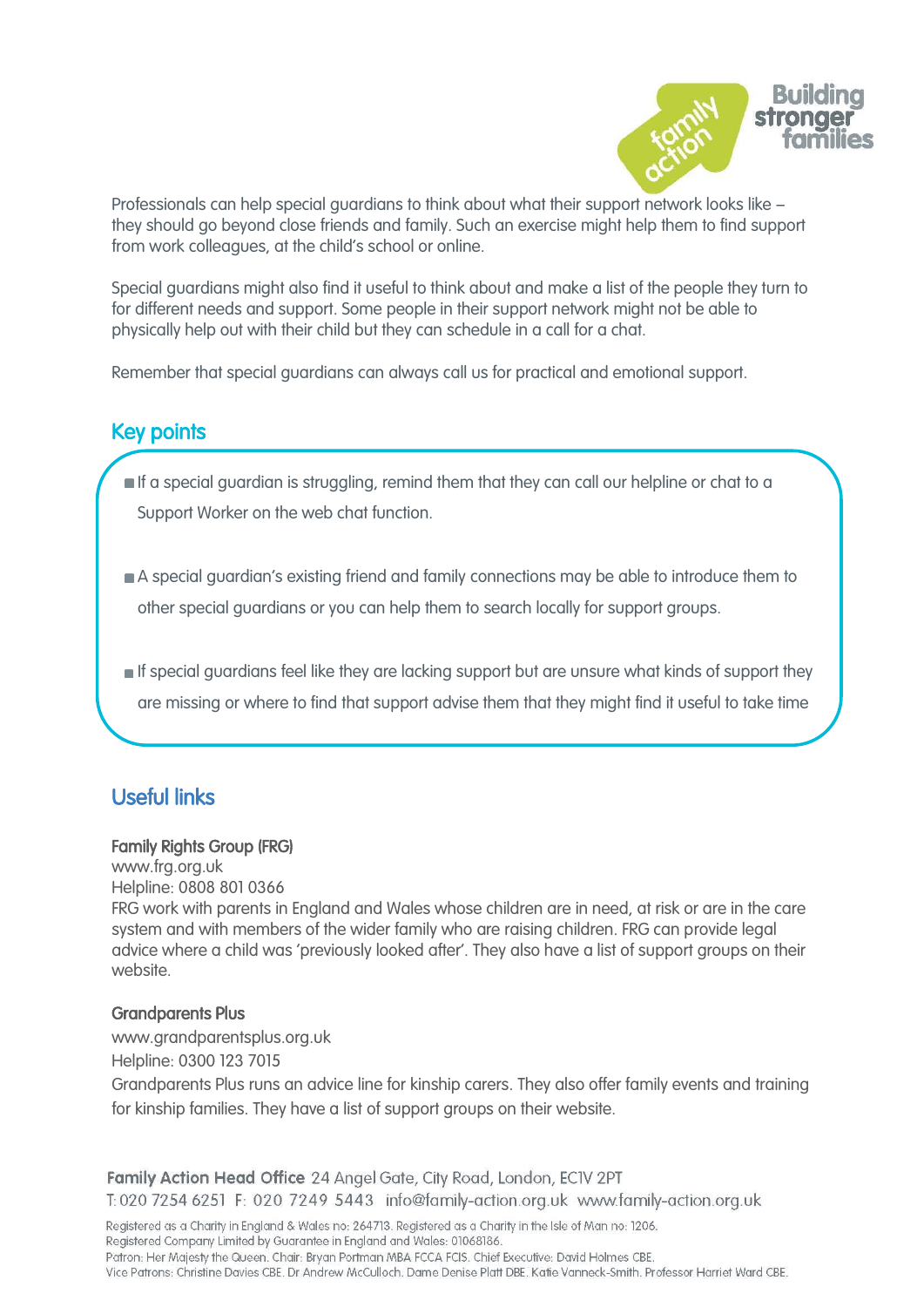Professionals can help special guardians to think about what their support network looks like – they should go beyond close friends and family. Such an exercise might help them to find support from work colleagues, at the child's school or online.

Special guardians might also find it useful to think about and make a list of the people they turn to for different needs and support. Some people in their support network might not be able to physically help out with their child but they can schedule in a call for a chat.

Remember that special guardians can always call us for practical and emotional support.

## Key points

- If a special guardian is struggling, remind them that they can call our helpline or chat to a Support Worker on the web chat function.
- A special guardian's existing friend and family connections may be able to introduce them to other special guardians or you can help them to search locally for support groups.
- If special guardians feel like they are lacking support but are unsure what kinds of support they are missing or where to find that support advise them that they might find it useful to take time

## Useful links

**Family Rights Group (FRG)**
www.frg.org.uk
Helpline: 0808 801 0366
FRG work with parents in England and Wales whose children are in need, at risk or are in the care system and with members of the wider family who are raising children. FRG can provide legal advice where a child was 'previously looked after'. They also have a list of support groups on their website.

**Grandparents Plus**
www.grandparentsplus.org.uk
Helpline: 0300 123 7015
Grandparents Plus runs an advice line for kinship carers. They also offer family events and training for kinship families. They have a list of support groups on their website.

**Family Action Head Office** 24 Angel Gate, City Road, London, EC1V 2PT
T: 020 7254 6251 F: 020 7249 5443 info@family-action.org.uk www.family-action.org.uk

Registered as a Charity in England & Wales no: 264713. Registered as a Charity in the Isle of Man no: 1206.
Registered Company Limited by Guarantee in England and Wales: 01068186.
Patron: Her Majesty the Queen. Chair: Bryan Portman MBA FCCA FCIS. Chief Executive: David Holmes CBE.
Vice Patrons: Christine Davies CBE. Dr Andrew McCulloch. Dame Denise Platt DBE. Katie Vanneck-Smith. Professor Harriet Ward CBE.